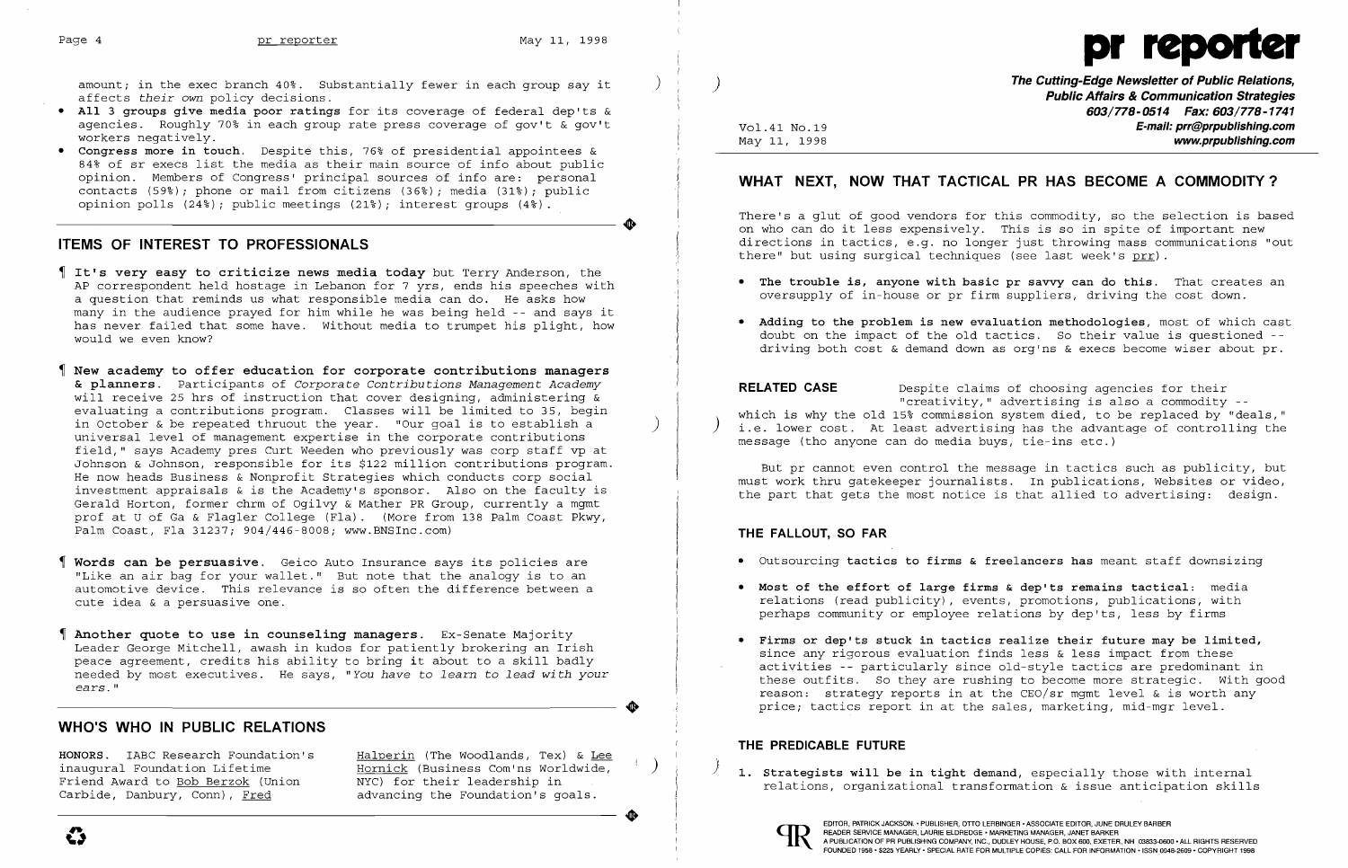amount; in the exec branch 40%. Substantially fewer in each group say it affects *their own* policy decisions.

- **All 3 groups give media poor ratings** for its coverage of federal dep't's & agencies. Roughly 70% in each group rate press coverage of gov't & gov't workers negatively.
- **Congress more in touch**. Despite this, 76% of presidential appointees & 84% of sr execs list the media as their main source of info about public opinion. Members of Congress' principal sources of info are: personal contacts (59%); phone or mail from citizens (36%); media (31%); public opinion polls (24%); public meetings (21%); interest groups (4%).

## ITEMS OF INTEREST TO PROFESSIONALS

¶ **It's very easy to criticize news media today** but Terry Anderson, the AP correspondent held hostage in Lebanon for 7 yrs, ends his speeches with a question that reminds us what responsible media can do. He asks how many in the audience prayed for him while he was being held -- and says it has never failed that some have. Without media to trumpet his plight, how would we even know?

¶ **New academy to offer education for corporate contributions managers & planners**. Participants of *Corporate Contributions Management Academy* will receive 25 hrs of instruction that cover designing, administering & evaluating a contributions program. Classes will be limited to 35, begin in October & be repeated thruout the year. "Our goal is to establish a universal level of management expertise in the corporate contributions field," says Academy pres Curt Weeden who previously was corp staff vp at Johnson & Johnson, responsible for its $122 million contributions program. He now heads Business & Nonprofit Strategies which conducts corp social investment appraisals & is the Academy's sponsor. Also on the faculty is Gerald Horton, former chrm of Ogilvy & Mather PR Group, currently a mgmt prof at U of Ga & Flagler College (Fla). (More from 138 Palm Coast Pkwy, Palm Coast, Fla 31237; 904/446-8008; www.BNSInc.com)

¶ **Words can be persuasive**. Geico Auto Insurance says its policies are "Like an air bag for your wallet." But note that the analogy is to an automotive device. This relevance is so often the difference between a cute idea & a persuasive one.

¶ **Another quote to use in counseling managers**. Ex-Senate Majority Leader George Mitchell, awash in kudos for patiently brokering an Irish peace agreement, credits his ability to bring it about to a skill badly needed by most executives. He says, "*You have to learn to lead with your ears.*"

## WHO'S WHO IN PUBLIC RELATIONS

HONORS. IABC Research Foundation's inaugural Foundation Lifetime Friend Award to Bob Berzok (Union Carbide, Danbury, Conn), Fred Halperin (The Woodlands, Tex) & Lee Hornick (Business Com'ns Worldwide, NYC) for their leadership in advancing the Foundation's goals.

# pr reporter

**The Cutting-Edge Newsletter of Public Relations, Public Affairs & Communication Strategies**
603/778-0514 Fax: 603/778-1741
E-mail: prr@prpublishing.com
www.prpublishing.com

Vol.41 No.19
May 11, 1998

## WHAT NEXT, NOW THAT TACTICAL PR HAS BECOME A COMMODITY?

There's a glut of good vendors for this commodity, so the selection is based on who can do it less expensively. This is so in spite of important new directions in tactics, e.g. no longer just throwing mass communications "out there" but using surgical techniques (see last week's prr).

- **The trouble is, anyone with basic pr savvy can do this**. That creates an oversupply of in-house or pr firm suppliers, driving the cost down.
- **Adding to the problem is new evaluation methodologies**, most of which cast doubt on the impact of the old tactics. So their value is questioned -- driving both cost & demand down as org'ns & execs become wiser about pr.

**RELATED CASE** Despite claims of choosing agencies for their "creativity," advertising is also a commodity -- which is why the old 15% commission system died, to be replaced by "deals," i.e. lower cost. At least advertising has the advantage of controlling the message (tho anyone can do media buys, tie-ins etc.)

But pr cannot even control the message in tactics such as publicity, but must work thru gatekeeper journalists. In publications, Websites or video, the part that gets the most notice is that allied to advertising: design.

### THE FALLOUT, SO FAR

- Outsourcing **tactics to firms & freelancers has** meant staff downsizing
- **Most of the effort of large firms & dep'ts remains tactical**: media relations (read publicity), events, promotions, publications, with perhaps community or employee relations by dep'ts, less by firms
- **Firms or dep'ts stuck in tactics realize their future may be limited**, since any rigorous evaluation finds less & less impact from these activities -- particularly since old-style tactics are predominant in these outfits. So they are rushing to become more strategic. With good reason: strategy reports in at the CEO/sr mgmt level & is worth any price; tactics report in at the sales, marketing, mid-mgr level.

### THE PREDICABLE FUTURE

1. **Strategists will be in tight demand**, especially those with internal relations, organizational transformation & issue anticipation skills

EDITOR, PATRICK JACKSON • PUBLISHER, OTTO LERBINGER • ASSOCIATE EDITOR, JUNE DRULEY BARBER
READER SERVICE MANAGER, LAURIE ELDREDGE • MARKETING MANAGER, JANET BARKER
A PUBLICATION OF PR PUBLISHING COMPANY, INC., DUDLEY HOUSE, P.O. BOX 600, EXETER, NH 03833-0600 • ALL RIGHTS RESERVED
FOUNDED 1958 • $225 YEARLY • SPECIAL RATE FOR MULTIPLE COPIES: CALL FOR INFORMATION • ISSN 0048-2609 • COPYRIGHT 1998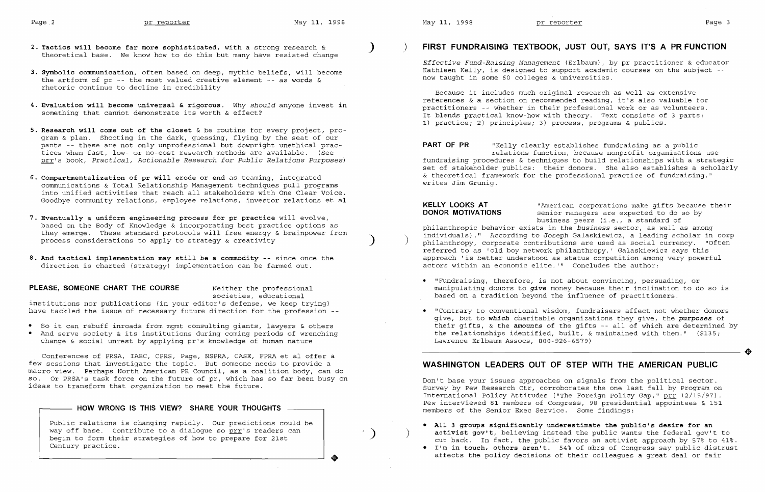2. **Tactics will become far more sophisticated**, with a strong research & theoretical base. We know how to do this but many have resisted change

3. **Symbolic communication**, often based on deep, mythic beliefs, will become the artform of pr -- the most valued creative element -- as words & rhetoric continue to decline in credibility

4. **Evaluation will become universal & rigorous**. Why *should* anyone invest in something that cannot demonstrate its worth & effect?

5. **Research will come out of the closet** & be routine for every project, program & plan. Shooting in the dark, guessing, flying by the seat of our pants -- these are not only unprofessional but downright unethical practices when fast, low- or no-cost research methods are available. (See prr's book, *Practical, Actionable Research for Public Relations Purposes*)

6. **Compartmentalization of pr will erode or end** as teaming, integrated communications & Total Relationship Management techniques pull programs into unified activities that reach all stakeholders with One Clear Voice. Goodbye community relations, employee relations, investor relations et al

7. **Eventually a uniform engineering process for pr practice** will evolve, based on the Body of Knowledge & incorporating best practice options as they emerge. These standard protocols will free energy & brainpower from process considerations to apply to strategy & creativity

8. **And tactical implementation may still be a commodity** -- since once the direction is charted (strategy) implementation can be farmed out.

**PLEASE, SOMEONE CHART THE COURSE** Neither the professional societies, educational institutions nor publications (in your editor's defense, we keep trying) have tackled the issue of necessary future direction for the profession --

- So it can rebuff inroads from mgmt consulting giants, lawyers & others
- And serve society & its institutions during coming periods of wrenching change & social unrest by applying pr's knowledge of human nature

Conferences of PRSA, IABC, CPRS, Page, NSPRA, CASE, FPRA et al offer a few sessions that investigate the topic. But someone needs to provide a macro view. Perhaps North American PR Council, as a coalition body, can do so. Or PRSA's task force on the future of pr, which has so far been busy on ideas to transform that *organization* to meet the future.

**HOW WRONG IS THIS VIEW? SHARE YOUR THOUGHTS**

Public relations is changing rapidly. Our predictions could be way off base. Contribute to a dialogue so prr's readers can begin to form their strategies of how to prepare for 21st Century practice.

## FIRST FUNDRAISING TEXTBOOK, JUST OUT, SAYS IT'S A PR FUNCTION

*Effective Fund-Raising Management* (Erlbaum), by pr practitioner & educator Kathleen Kelly, is designed to support academic courses on the subject -- now taught in some 60 colleges & universities.

Because it includes much original research as well as extensive references & a section on recommended reading, it's also valuable for practitioners -- whether in their professional work or as volunteers. It blends practical know-how with theory. Text consists of 3 parts: 1) practice; 2) principles; 3) process, programs & publics.

**PART OF PR** "Kelly clearly establishes fundraising as a public relations function, because nonprofit organizations use fundraising procedures & techniques to build relationships with a strategic set of stakeholder publics: their donors. She also establishes a scholarly & theoretical framework for the professional practice of fundraising," writes Jim Grunig.

**KELLY LOOKS AT DONOR MOTIVATIONS** "American corporations make gifts because their senior managers are expected to do so by business peers (i.e., a standard of philanthropic behavior exists in the *business* sector, as well as among individuals)." According to Joseph Galaskiewicz, a leading scholar in corp philanthropy, corporate contributions are used as social currency. "Often referred to as 'old boy network philanthropy,' Galaskiewicz says this approach 'is better understood as status competition among very powerful actors within an economic elite.'" Concludes the author:

- "Fundraising, therefore, is not about convincing, persuading, or manipulating donors to ***give*** money because their inclination to do so is based on a tradition beyond the influence of practitioners.
- "Contrary to conventional wisdom, fundraisers affect not whether donors give, but to ***which*** charitable organizations they give, the ***purposes*** of their gifts, & the ***amounts*** of the gifts -- all of which are determined by the relationships identified, built, & maintained with them." ($135; Lawrence Erlbaum Assocs, 800-926-6579)

## WASHINGTON LEADERS OUT OF STEP WITH THE AMERICAN PUBLIC

Don't base your issues approaches on signals from the political sector. Survey by Pew Research Ctr, corroborates the one last fall by Program on International Policy Attitudes ("The Foreign Policy Gap," prr 12/15/97). Pew interviewed 81 members of Congress, 98 presidential appointees & 151 members of the Senior Exec Service. Some findings:

- **All 3 groups significantly underestimate the public's desire for an activist gov't**, believing instead the public wants the federal gov't to cut back. In fact, the public favors an activist approach by 57% to 41%.
- **I'm in touch, others aren't**. 54% of mbrs of Congress say public distrust affects the policy decisions of their colleagues a great deal or fair